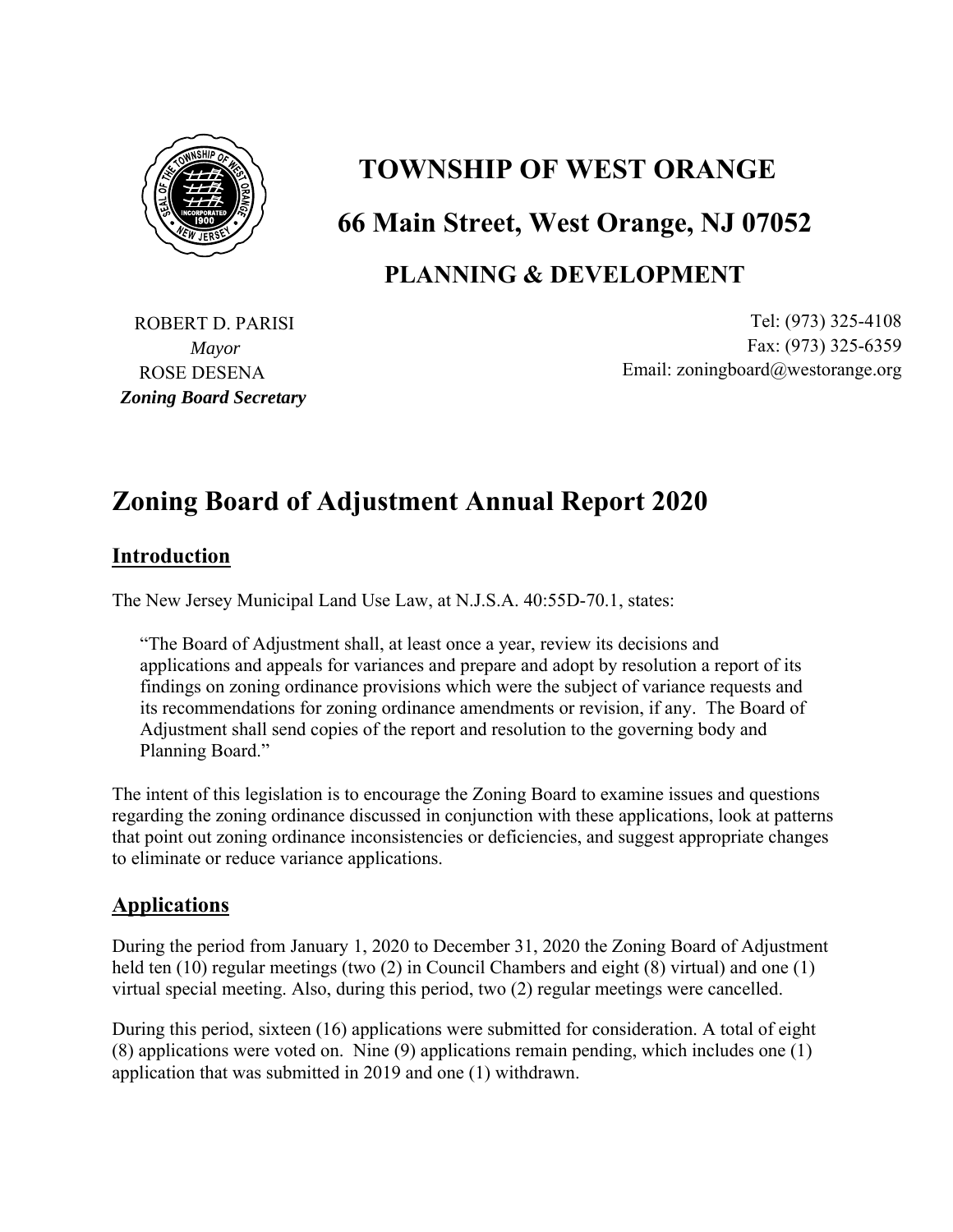# TOWNSHIP OF WEST ORANGE

## 66 Main Street, West Orange, NJ 07052

### PLANNING & DEVELOPMENT

ROBERT D. PARISI
*Mayor*
ROSE DESENA
***Zoning Board Secretary***

Tel: (973) 325-4108
Fax: (973) 325-6359
Email: zoningboard@westorange.org

# Zoning Board of Adjustment Annual Report 2020

## Introduction

The New Jersey Municipal Land Use Law, at N.J.S.A. 40:55D-70.1, states:

> "The Board of Adjustment shall, at least once a year, review its decisions and applications and appeals for variances and prepare and adopt by resolution a report of its findings on zoning ordinance provisions which were the subject of variance requests and its recommendations for zoning ordinance amendments or revision, if any. The Board of Adjustment shall send copies of the report and resolution to the governing body and Planning Board."

The intent of this legislation is to encourage the Zoning Board to examine issues and questions regarding the zoning ordinance discussed in conjunction with these applications, look at patterns that point out zoning ordinance inconsistencies or deficiencies, and suggest appropriate changes to eliminate or reduce variance applications.

## Applications

During the period from January 1, 2020 to December 31, 2020 the Zoning Board of Adjustment held ten (10) regular meetings (two (2) in Council Chambers and eight (8) virtual) and one (1) virtual special meeting. Also, during this period, two (2) regular meetings were cancelled.

During this period, sixteen (16) applications were submitted for consideration. A total of eight (8) applications were voted on. Nine (9) applications remain pending, which includes one (1) application that was submitted in 2019 and one (1) withdrawn.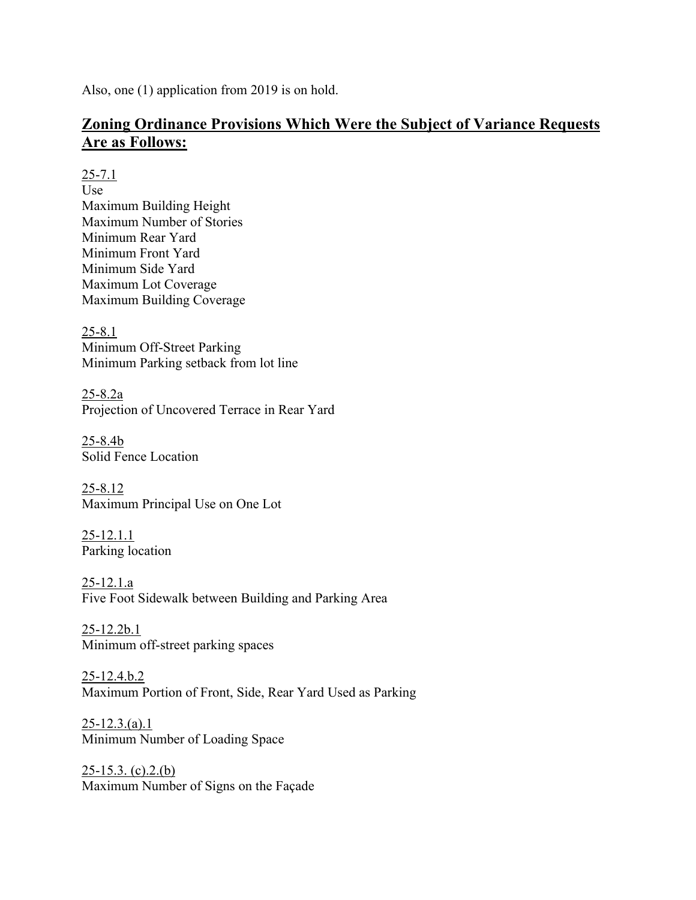Also, one (1) application from 2019 is on hold.

## **Zoning Ordinance Provisions Which Were the Subject of Variance Requests Are as Follows:**

25-7.1
Use
Maximum Building Height
Maximum Number of Stories
Minimum Rear Yard
Minimum Front Yard
Minimum Side Yard
Maximum Lot Coverage
Maximum Building Coverage

25-8.1
Minimum Off-Street Parking
Minimum Parking setback from lot line

25-8.2a
Projection of Uncovered Terrace in Rear Yard

25-8.4b
Solid Fence Location

25-8.12
Maximum Principal Use on One Lot

25-12.1.1
Parking location

25-12.1.a
Five Foot Sidewalk between Building and Parking Area

25-12.2b.1
Minimum off-street parking spaces

25-12.4.b.2
Maximum Portion of Front, Side, Rear Yard Used as Parking

25-12.3.(a).1
Minimum Number of Loading Space

25-15.3. (c).2.(b)
Maximum Number of Signs on the Façade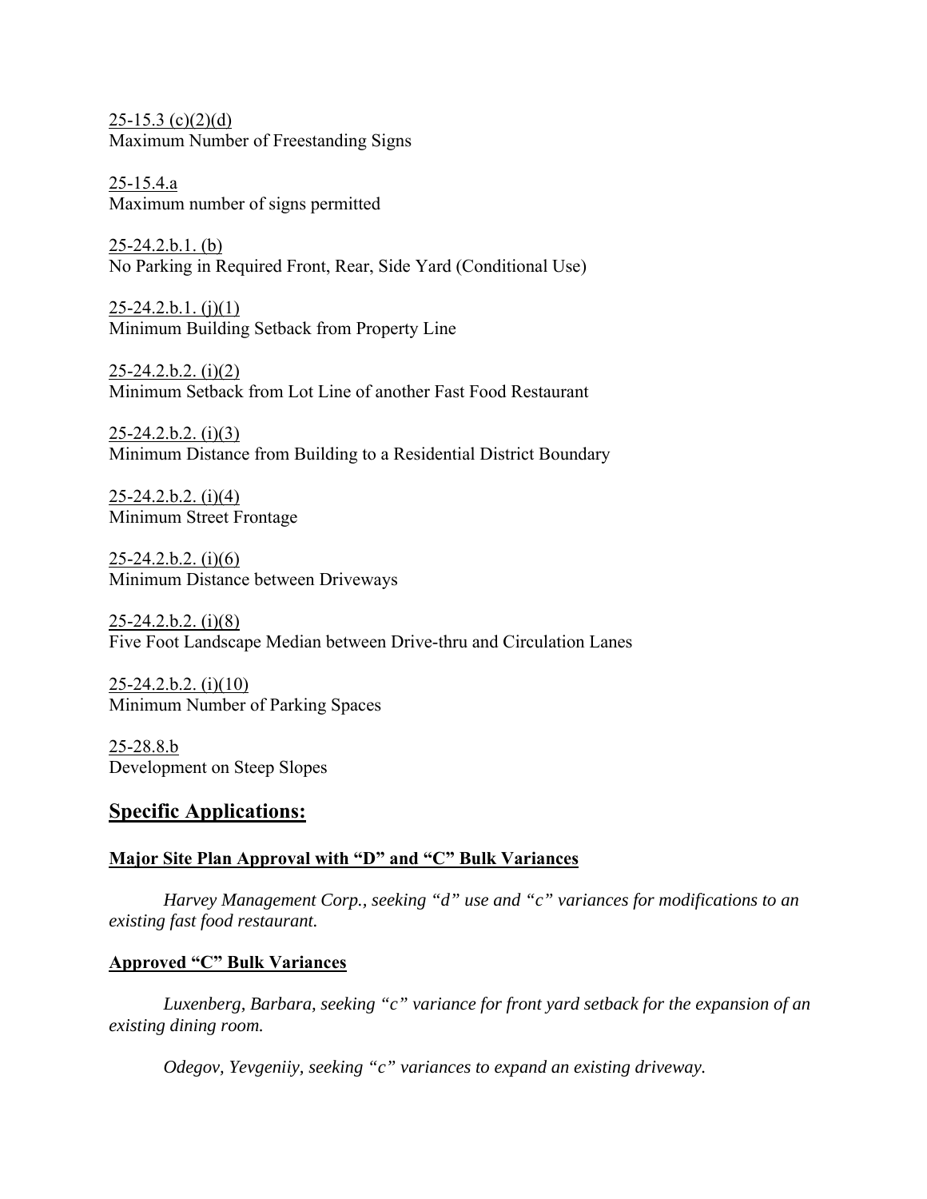25-15.3 (c)(2)(d)
Maximum Number of Freestanding Signs

25-15.4.a
Maximum number of signs permitted

25-24.2.b.1. (b)
No Parking in Required Front, Rear, Side Yard (Conditional Use)

25-24.2.b.1. (j)(1)
Minimum Building Setback from Property Line

25-24.2.b.2. (i)(2)
Minimum Setback from Lot Line of another Fast Food Restaurant

25-24.2.b.2. (i)(3)
Minimum Distance from Building to a Residential District Boundary

25-24.2.b.2. (i)(4)
Minimum Street Frontage

25-24.2.b.2. (i)(6)
Minimum Distance between Driveways

25-24.2.b.2. (i)(8)
Five Foot Landscape Median between Drive-thru and Circulation Lanes

25-24.2.b.2. (i)(10)
Minimum Number of Parking Spaces

25-28.8.b
Development on Steep Slopes

## Specific Applications:

### Major Site Plan Approval with "D" and "C" Bulk Variances

*Harvey Management Corp., seeking "d" use and "c" variances for modifications to an existing fast food restaurant.*

### Approved "C" Bulk Variances

*Luxenberg, Barbara, seeking "c" variance for front yard setback for the expansion of an existing dining room.*

*Odegov, Yevgeniiy, seeking "c" variances to expand an existing driveway.*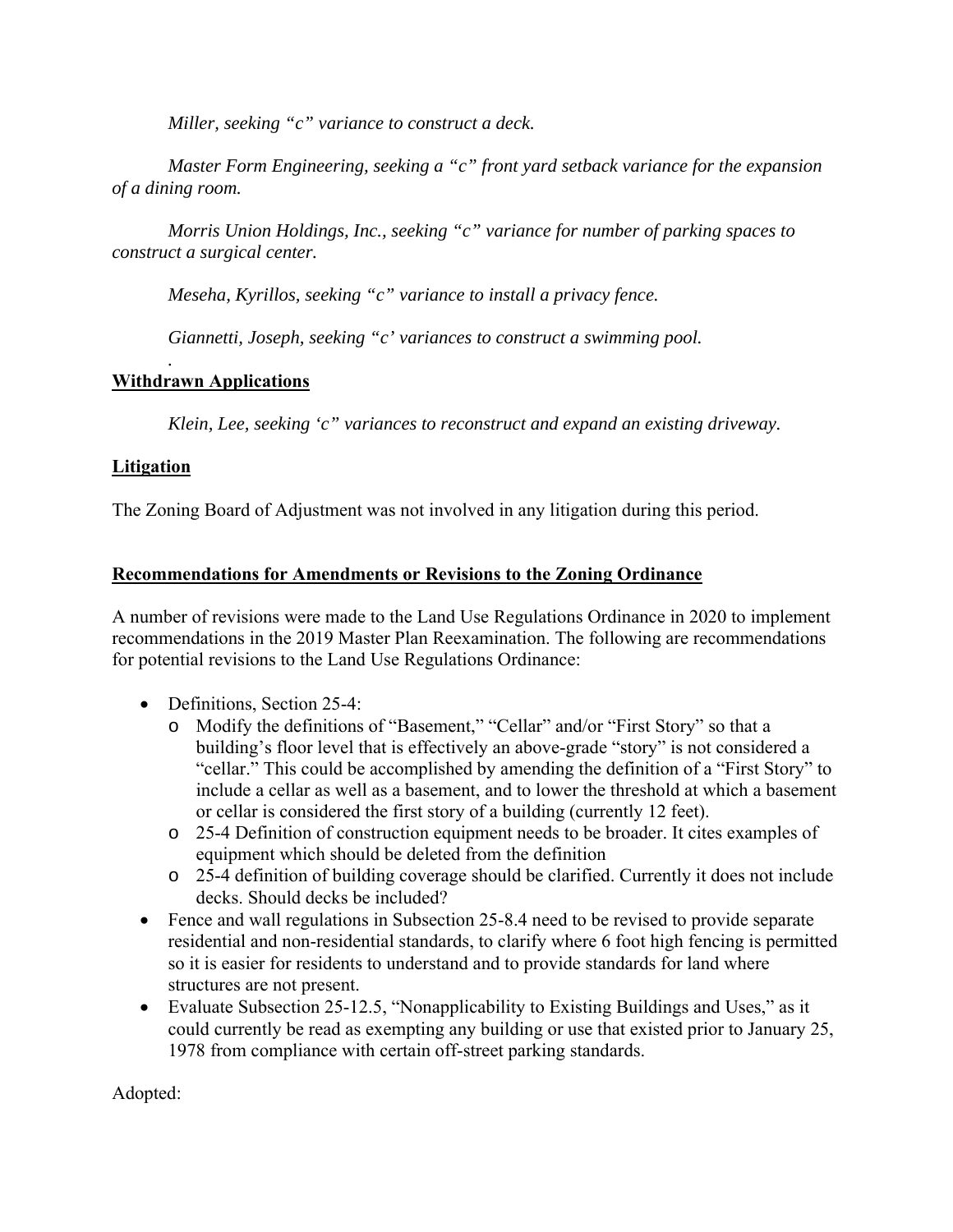*Miller, seeking "c" variance to construct a deck.*

*Master Form Engineering, seeking a "c" front yard setback variance for the expansion of a dining room.*

*Morris Union Holdings, Inc., seeking "c" variance for number of parking spaces to construct a surgical center.*

*Meseha, Kyrillos, seeking "c" variance to install a privacy fence.*

*Giannetti, Joseph, seeking "c' variances to construct a swimming pool.*

.

**Withdrawn Applications**

*Klein, Lee, seeking 'c" variances to reconstruct and expand an existing driveway.*

**Litigation**

The Zoning Board of Adjustment was not involved in any litigation during this period.

**Recommendations for Amendments or Revisions to the Zoning Ordinance**

A number of revisions were made to the Land Use Regulations Ordinance in 2020 to implement recommendations in the 2019 Master Plan Reexamination. The following are recommendations for potential revisions to the Land Use Regulations Ordinance:

- Definitions, Section 25-4:
  - Modify the definitions of "Basement," "Cellar" and/or "First Story" so that a building's floor level that is effectively an above-grade "story" is not considered a "cellar." This could be accomplished by amending the definition of a "First Story" to include a cellar as well as a basement, and to lower the threshold at which a basement or cellar is considered the first story of a building (currently 12 feet).
  - 25-4 Definition of construction equipment needs to be broader. It cites examples of equipment which should be deleted from the definition
  - 25-4 definition of building coverage should be clarified. Currently it does not include decks. Should decks be included?
- Fence and wall regulations in Subsection 25-8.4 need to be revised to provide separate residential and non-residential standards, to clarify where 6 foot high fencing is permitted so it is easier for residents to understand and to provide standards for land where structures are not present.
- Evaluate Subsection 25-12.5, "Nonapplicability to Existing Buildings and Uses," as it could currently be read as exempting any building or use that existed prior to January 25, 1978 from compliance with certain off-street parking standards.

Adopted: